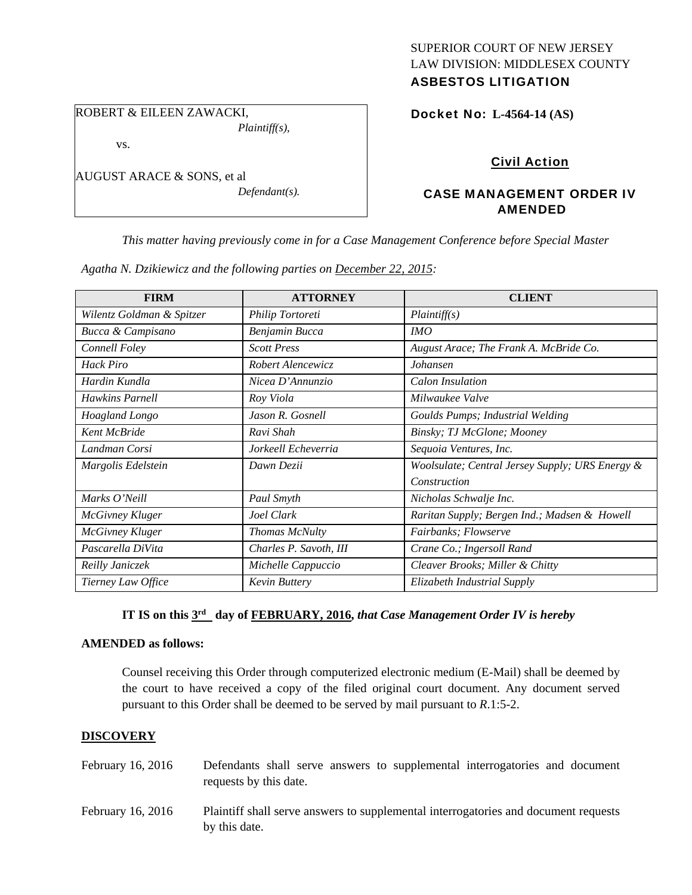SUPERIOR COURT OF NEW JERSEY
LAW DIVISION: MIDDLESEX COUNTY
**ASBESTOS LITIGATION**

ROBERT & EILEEN ZAWACKI,
*Plaintiff(s),*

vs.

AUGUST ARACE & SONS, et al
*Defendant(s).*

**Docket No: L-4564-14 (AS)**

**Civil Action**

**CASE MANAGEMENT ORDER IV AMENDED**

*This matter having previously come in for a Case Management Conference before Special Master Agatha N. Dzikiewicz and the following parties on December 22, 2015:*

| FIRM | ATTORNEY | CLIENT |
|---|---|---|
| *Wilentz Goldman & Spitzer* | *Philip Tortoreti* | *Plaintiff(s)* |
| *Bucca & Campisano* | *Benjamin Bucca* | *IMO* |
| *Connell Foley* | *Scott Press* | *August Arace; The Frank A. McBride Co.* |
| *Hack Piro* | *Robert Alencewicz* | *Johansen* |
| *Hardin Kundla* | *Nicea D'Annunzio* | *Calon Insulation* |
| *Hawkins Parnell* | *Roy Viola* | *Milwaukee Valve* |
| *Hoagland Longo* | *Jason R. Gosnell* | *Goulds Pumps; Industrial Welding* |
| *Kent McBride* | *Ravi Shah* | *Binsky; TJ McGlone; Mooney* |
| *Landman Corsi* | *Jorkeell Echeverria* | *Sequoia Ventures, Inc.* |
| *Margolis Edelstein* | *Dawn Dezii* | *Woolsulate; Central Jersey Supply; URS Energy & Construction* |
| *Marks O'Neill* | *Paul Smyth* | *Nicholas Schwalje Inc.* |
| *McGivney Kluger* | *Joel Clark* | *Raritan Supply; Bergen Ind.; Madsen & Howell* |
| *McGivney Kluger* | *Thomas McNulty* | *Fairbanks; Flowserve* |
| *Pascarella DiVita* | *Charles P. Savoth, III* | *Crane Co.; Ingersoll Rand* |
| *Reilly Janiczek* | *Michelle Cappuccio* | *Cleaver Brooks; Miller & Chitty* |
| *Tierney Law Office* | *Kevin Buttery* | *Elizabeth Industrial Supply* |

**IT IS on this 3rd day of FEBRUARY, 2016,** ***that Case Management Order IV is hereby***

**AMENDED as follows:**

Counsel receiving this Order through computerized electronic medium (E-Mail) shall be deemed by the court to have received a copy of the filed original court document. Any document served pursuant to this Order shall be deemed to be served by mail pursuant to *R*.1:5-2.

## DISCOVERY

February 16, 2016 — Defendants shall serve answers to supplemental interrogatories and document requests by this date.

February 16, 2016 — Plaintiff shall serve answers to supplemental interrogatories and document requests by this date.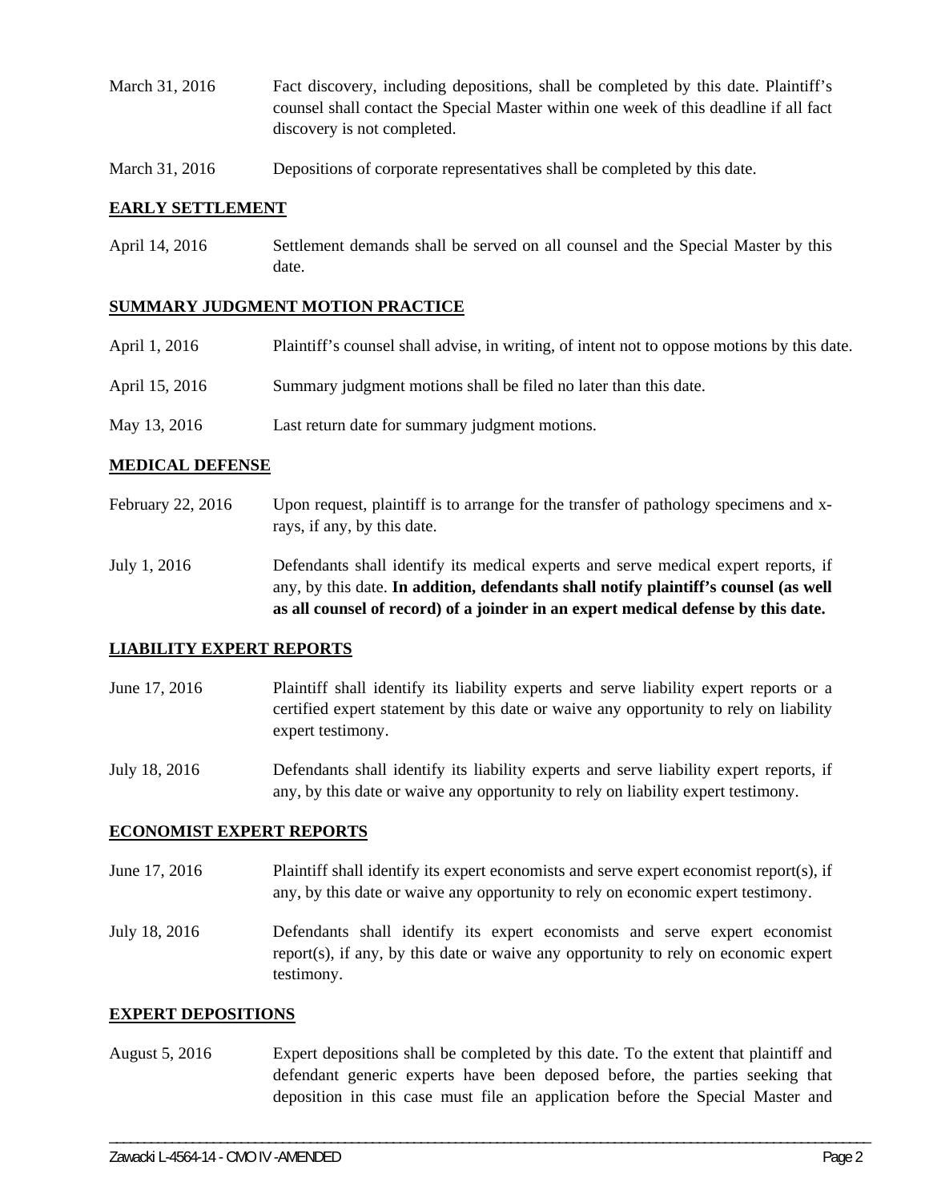March 31, 2016 Fact discovery, including depositions, shall be completed by this date. Plaintiff's counsel shall contact the Special Master within one week of this deadline if all fact discovery is not completed.

March 31, 2016 Depositions of corporate representatives shall be completed by this date.

**EARLY SETTLEMENT**

April 14, 2016 Settlement demands shall be served on all counsel and the Special Master by this date.

**SUMMARY JUDGMENT MOTION PRACTICE**

April 1, 2016 Plaintiff's counsel shall advise, in writing, of intent not to oppose motions by this date.

April 15, 2016 Summary judgment motions shall be filed no later than this date.

May 13, 2016 Last return date for summary judgment motions.

**MEDICAL DEFENSE**

February 22, 2016 Upon request, plaintiff is to arrange for the transfer of pathology specimens and x-rays, if any, by this date.

July 1, 2016 Defendants shall identify its medical experts and serve medical expert reports, if any, by this date. **In addition, defendants shall notify plaintiff's counsel (as well as all counsel of record) of a joinder in an expert medical defense by this date.**

**LIABILITY EXPERT REPORTS**

June 17, 2016 Plaintiff shall identify its liability experts and serve liability expert reports or a certified expert statement by this date or waive any opportunity to rely on liability expert testimony.

July 18, 2016 Defendants shall identify its liability experts and serve liability expert reports, if any, by this date or waive any opportunity to rely on liability expert testimony.

**ECONOMIST EXPERT REPORTS**

June 17, 2016 Plaintiff shall identify its expert economists and serve expert economist report(s), if any, by this date or waive any opportunity to rely on economic expert testimony.

July 18, 2016 Defendants shall identify its expert economists and serve expert economist report(s), if any, by this date or waive any opportunity to rely on economic expert testimony.

**EXPERT DEPOSITIONS**

August 5, 2016 Expert depositions shall be completed by this date. To the extent that plaintiff and defendant generic experts have been deposed before, the parties seeking that deposition in this case must file an application before the Special Master and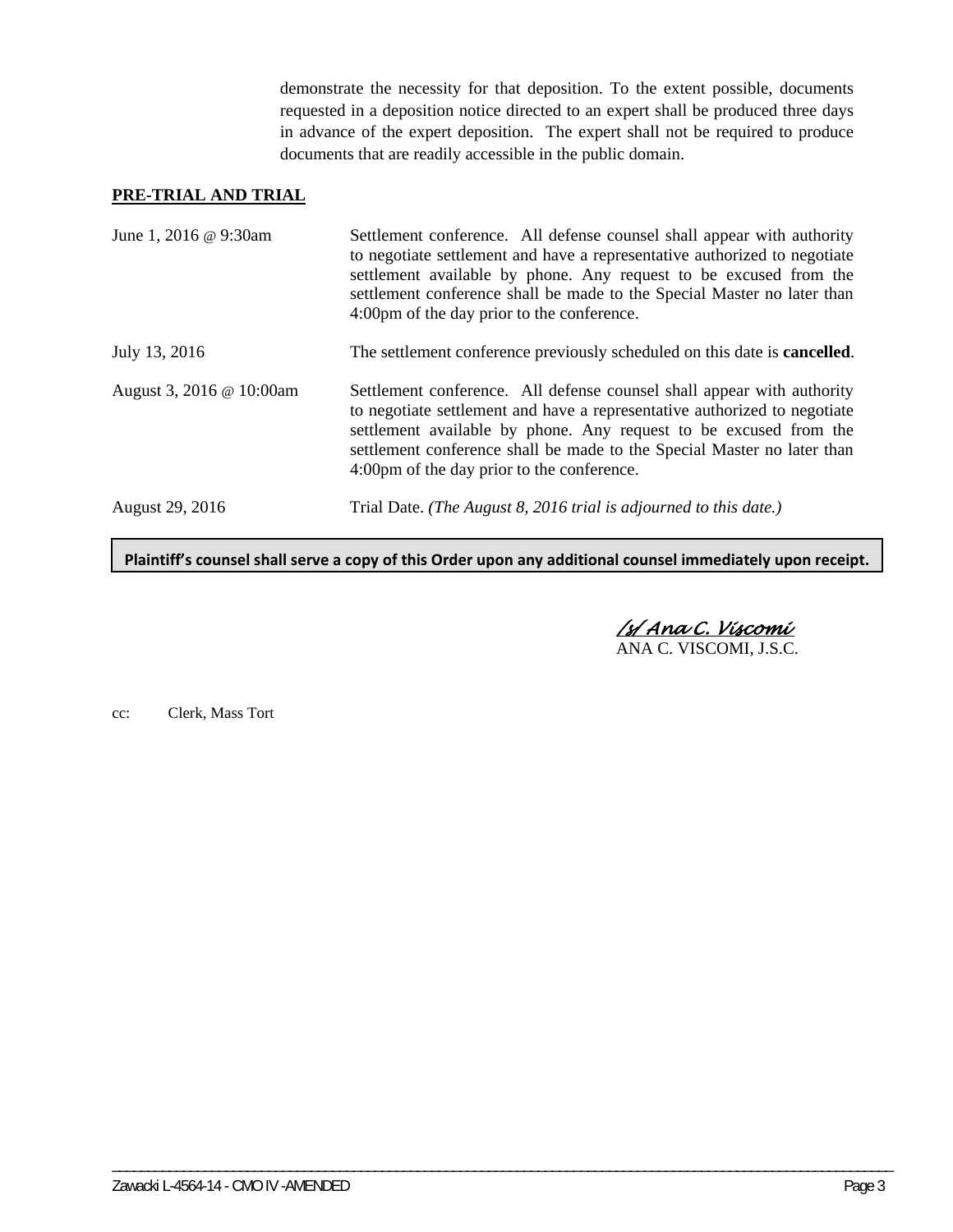demonstrate the necessity for that deposition. To the extent possible, documents requested in a deposition notice directed to an expert shall be produced three days in advance of the expert deposition. The expert shall not be required to produce documents that are readily accessible in the public domain.

**PRE-TRIAL AND TRIAL**

| | |
|---|---|
| June 1, 2016 @ 9:30am | Settlement conference. All defense counsel shall appear with authority to negotiate settlement and have a representative authorized to negotiate settlement available by phone. Any request to be excused from the settlement conference shall be made to the Special Master no later than 4:00pm of the day prior to the conference. |
| July 13, 2016 | The settlement conference previously scheduled on this date is **cancelled**. |
| August 3, 2016 @ 10:00am | Settlement conference. All defense counsel shall appear with authority to negotiate settlement and have a representative authorized to negotiate settlement available by phone. Any request to be excused from the settlement conference shall be made to the Special Master no later than 4:00pm of the day prior to the conference. |
| August 29, 2016 | Trial Date. *(The August 8, 2016 trial is adjourned to this date.)* |

**Plaintiff's counsel shall serve a copy of this Order upon any additional counsel immediately upon receipt.**

*/s/ Ana C. Viscomi*
ANA C. VISCOMI, J.S.C.

cc: Clerk, Mass Tort